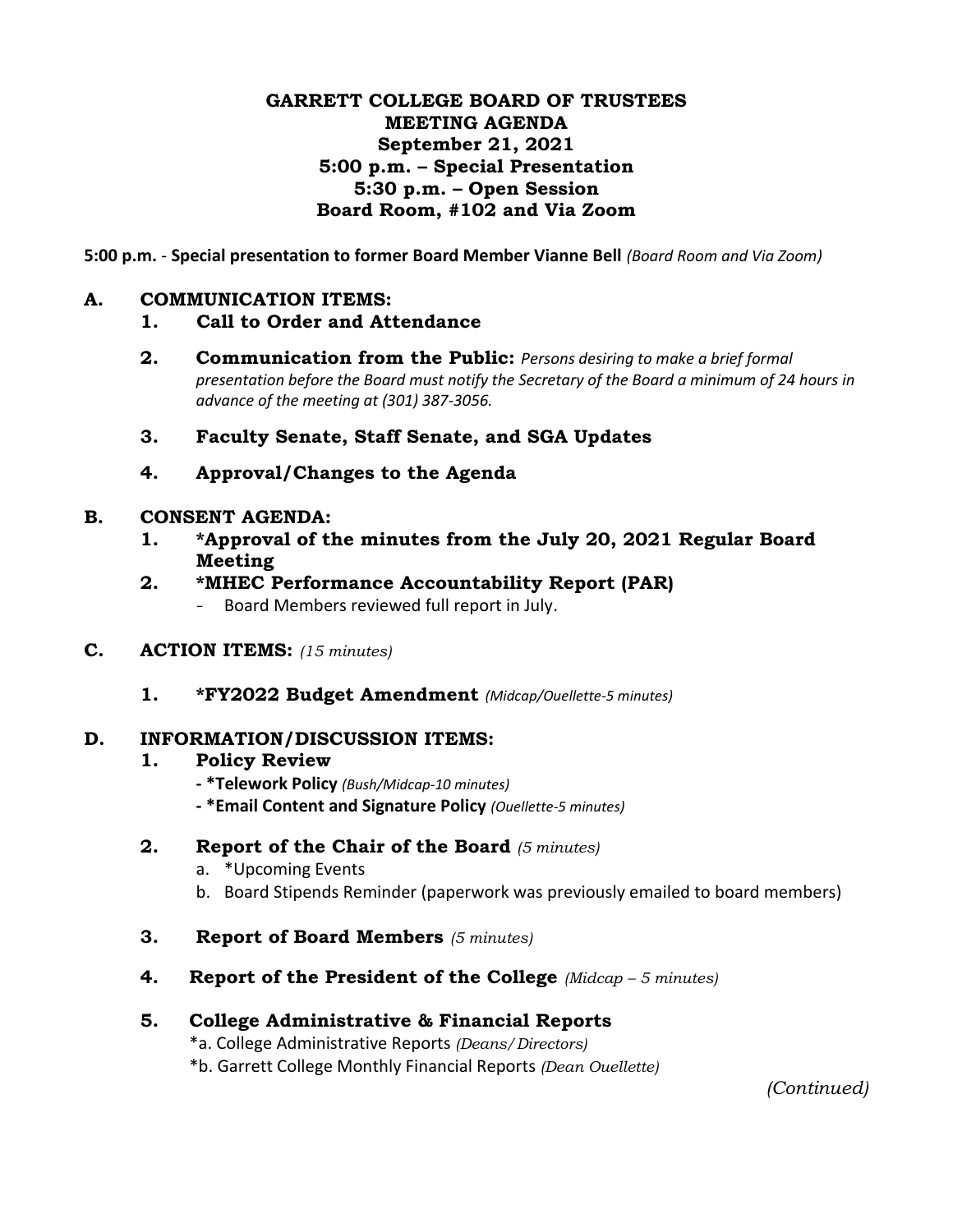# GARRETT COLLEGE BOARD OF TRUSTEES
## MEETING AGENDA
### September 21, 2021
### 5:00 p.m. – Special Presentation
### 5:30 p.m. – Open Session
### Board Room, #102 and Via Zoom

**5:00 p.m.** - **Special presentation to former Board Member Vianne Bell** *(Board Room and Via Zoom)*

**A. COMMUNICATION ITEMS:**

1. **Call to Order and Attendance**
2. **Communication from the Public:** *Persons desiring to make a brief formal presentation before the Board must notify the Secretary of the Board a minimum of 24 hours in advance of the meeting at (301) 387-3056.*
3. **Faculty Senate, Staff Senate, and SGA Updates**
4. **Approval/Changes to the Agenda**

**B. CONSENT AGENDA:**

1. **\*Approval of the minutes from the July 20, 2021 Regular Board Meeting**
2. **\*MHEC Performance Accountability Report (PAR)**
   - Board Members reviewed full report in July.

**C. ACTION ITEMS:** *(15 minutes)*

1. **\*FY2022 Budget Amendment** *(Midcap/Ouellette-5 minutes)*

**D. INFORMATION/DISCUSSION ITEMS:**

1. **Policy Review**
   - **\*Telework Policy** *(Bush/Midcap-10 minutes)*
   - **\*Email Content and Signature Policy** *(Ouellette-5 minutes)*
2. **Report of the Chair of the Board** *(5 minutes)*
   a. \*Upcoming Events
   b. Board Stipends Reminder (paperwork was previously emailed to board members)
3. **Report of Board Members** *(5 minutes)*
4. **Report of the President of the College** *(Midcap – 5 minutes)*
5. **College Administrative & Financial Reports**
   \*a. College Administrative Reports *(Deans/ Directors)*
   \*b. Garrett College Monthly Financial Reports *(Dean Ouellette)*

*(Continued)*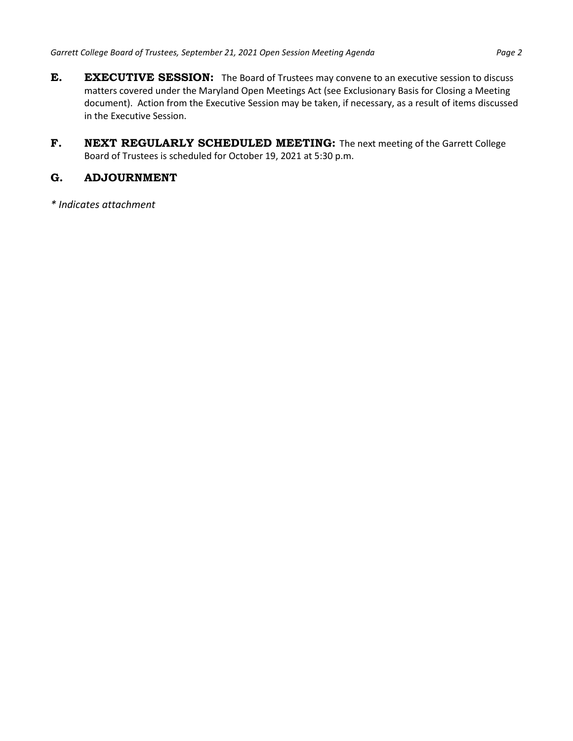**E. EXECUTIVE SESSION:** The Board of Trustees may convene to an executive session to discuss matters covered under the Maryland Open Meetings Act (see Exclusionary Basis for Closing a Meeting document). Action from the Executive Session may be taken, if necessary, as a result of items discussed in the Executive Session.

**F. NEXT REGULARLY SCHEDULED MEETING:** The next meeting of the Garrett College Board of Trustees is scheduled for October 19, 2021 at 5:30 p.m.

**G. ADJOURNMENT**

*\* Indicates attachment*